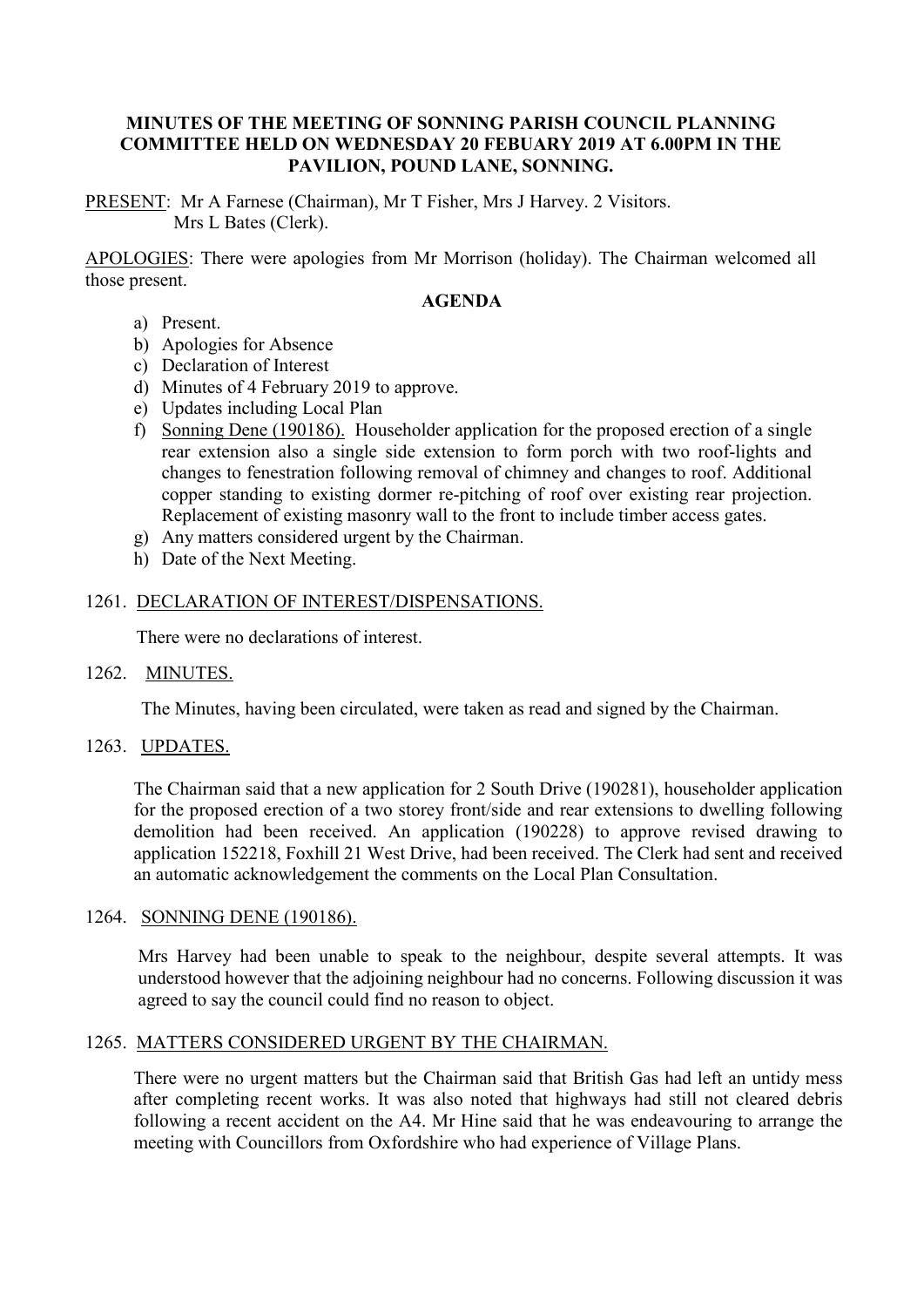# MINUTES OF THE MEETING OF SONNING PARISH COUNCIL PLANNING COMMITTEE HELD ON WEDNESDAY 20 FEBUARY 2019 AT 6.00PM IN THE PAVILION, POUND LANE, SONNING.

PRESENT: Mr A Farnese (Chairman), Mr T Fisher, Mrs J Harvey. 2 Visitors. Mrs L Bates (Clerk).

APOLOGIES: There were apologies from Mr Morrison (holiday). The Chairman welcomed all those present.

## AGENDA

a) Present.
b) Apologies for Absence
c) Declaration of Interest
d) Minutes of 4 February 2019 to approve.
e) Updates including Local Plan
f) Sonning Dene (190186). Householder application for the proposed erection of a single rear extension also a single side extension to form porch with two roof-lights and changes to fenestration following removal of chimney and changes to roof. Additional copper standing to existing dormer re-pitching of roof over existing rear projection. Replacement of existing masonry wall to the front to include timber access gates.
g) Any matters considered urgent by the Chairman.
h) Date of the Next Meeting.

## 1261. DECLARATION OF INTEREST/DISPENSATIONS.

There were no declarations of interest.

## 1262. MINUTES.

The Minutes, having been circulated, were taken as read and signed by the Chairman.

## 1263. UPDATES.

The Chairman said that a new application for 2 South Drive (190281), householder application for the proposed erection of a two storey front/side and rear extensions to dwelling following demolition had been received. An application (190228) to approve revised drawing to application 152218, Foxhill 21 West Drive, had been received. The Clerk had sent and received an automatic acknowledgement the comments on the Local Plan Consultation.

## 1264. SONNING DENE (190186).

Mrs Harvey had been unable to speak to the neighbour, despite several attempts. It was understood however that the adjoining neighbour had no concerns. Following discussion it was agreed to say the council could find no reason to object.

## 1265. MATTERS CONSIDERED URGENT BY THE CHAIRMAN.

There were no urgent matters but the Chairman said that British Gas had left an untidy mess after completing recent works. It was also noted that highways had still not cleared debris following a recent accident on the A4. Mr Hine said that he was endeavouring to arrange the meeting with Councillors from Oxfordshire who had experience of Village Plans.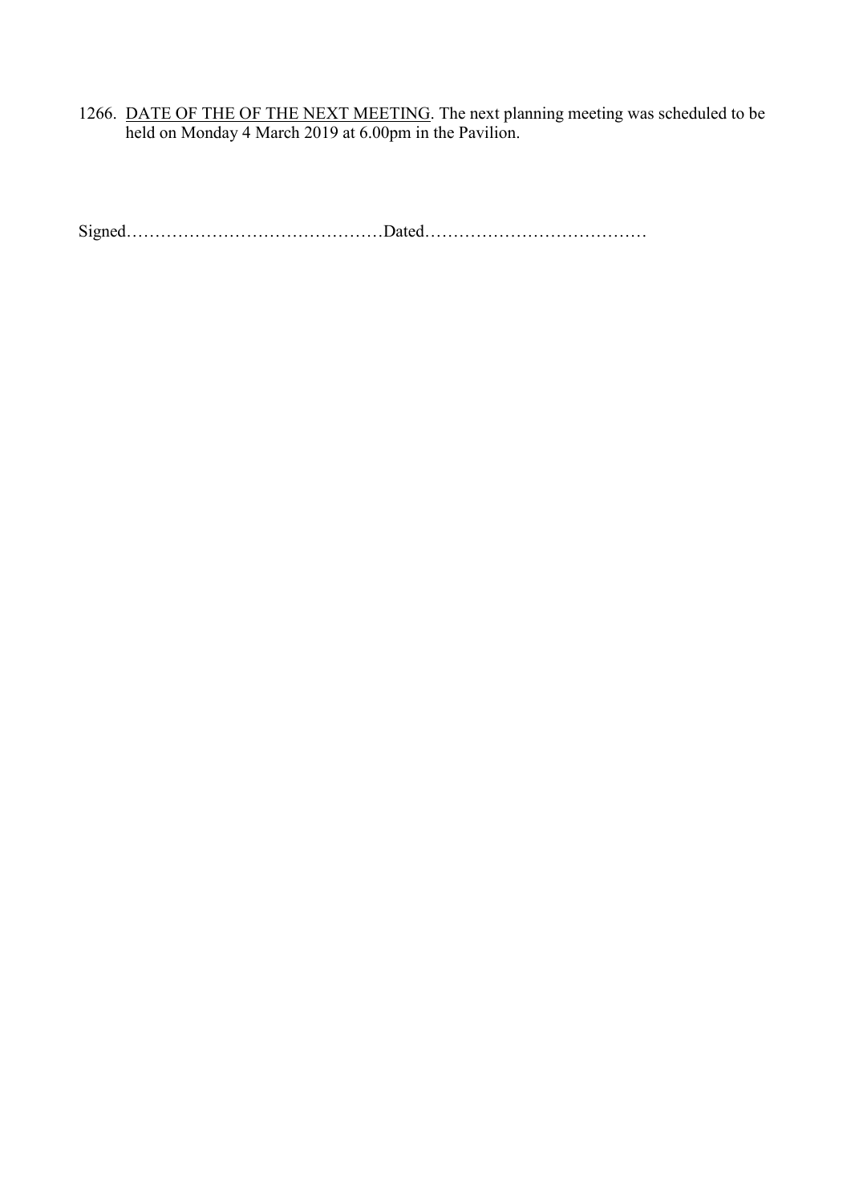1266. <u>DATE OF THE OF THE NEXT MEETING</u>. The next planning meeting was scheduled to be held on Monday 4 March 2019 at 6.00pm in the Pavilion.

Signed………………………………………Dated…………………………………